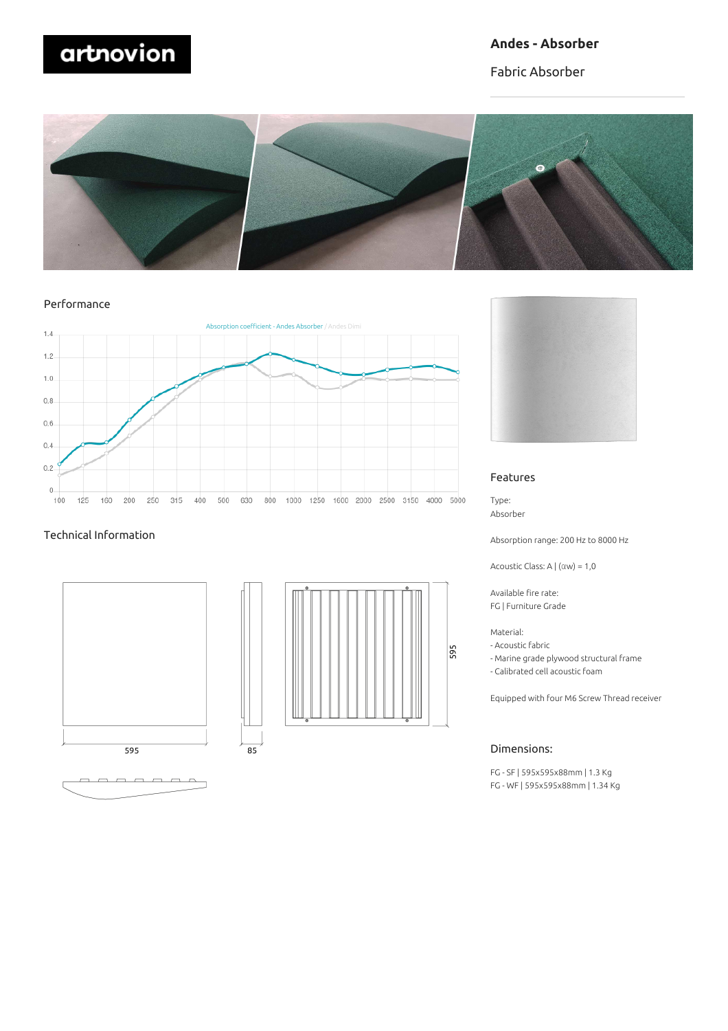artnovion

# Andes - Absorber

Fabric Absorber

## Performance

Absorption coefficient - Andes Absorber / Andes Dimi

## Technical Information

595

85

595

## Features

Type:
Absorber

Absorption range: 200 Hz to 8000 Hz

Acoustic Class: A | (αw) = 1,0

Available fire rate:
FG | Furniture Grade

Material:
- Acoustic fabric
- Marine grade plywood structural frame
- Calibrated cell acoustic foam

Equipped with four M6 Screw Thread receiver

## Dimensions:

FG - SF | 595x595x88mm | 1.3 Kg
FG - WF | 595x595x88mm | 1.34 Kg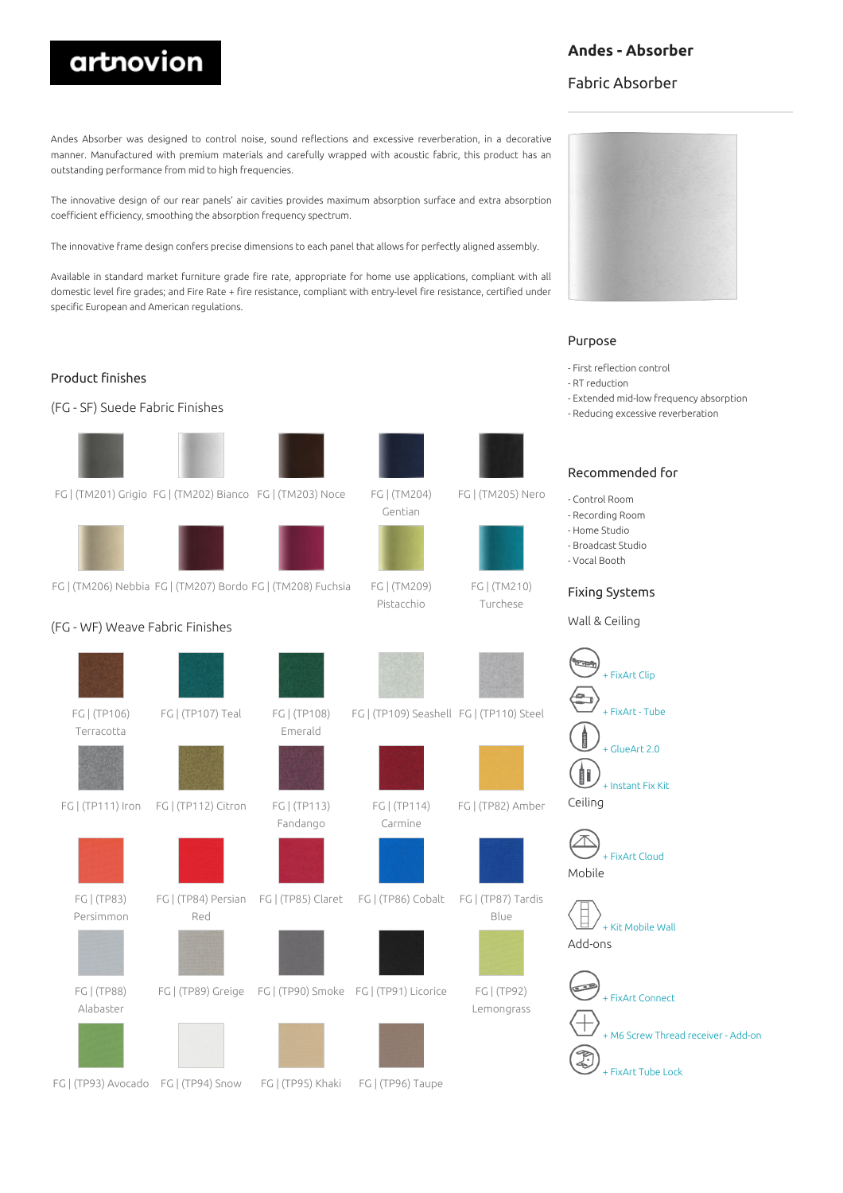artnovion

# Andes - Absorber

## Fabric Absorber

Andes Absorber was designed to control noise, sound reflections and excessive reverberation, in a decorative manner. Manufactured with premium materials and carefully wrapped with acoustic fabric, this product has an outstanding performance from mid to high frequencies.

The innovative design of our rear panels' air cavities provides maximum absorption surface and extra absorption coefficient efficiency, smoothing the absorption frequency spectrum.

The innovative frame design confers precise dimensions to each panel that allows for perfectly aligned assembly.

Available in standard market furniture grade fire rate, appropriate for home use applications, compliant with all domestic level fire grades; and Fire Rate + fire resistance, compliant with entry-level fire resistance, certified under specific European and American regulations.

### Purpose

- First reflection control
- RT reduction
- Extended mid-low frequency absorption
- Reducing excessive reverberation

### Product finishes

#### (FG - SF) Suede Fabric Finishes

FG | (TM201) Grigio
FG | (TM202) Bianco
FG | (TM203) Noce
FG | (TM204) Gentian
FG | (TM205) Nero
FG | (TM206) Nebbia
FG | (TM207) Bordo
FG | (TM208) Fuchsia
FG | (TM209) Pistacchio
FG | (TM210) Turchese

#### (FG - WF) Weave Fabric Finishes

FG | (TP106) Terracotta
FG | (TP107) Teal
FG | (TP108) Emerald
FG | (TP109) Seashell
FG | (TP110) Steel
FG | (TP111) Iron
FG | (TP112) Citron
FG | (TP113) Fandango
FG | (TP114) Carmine
FG | (TP82) Amber
FG | (TP83) Persimmon
FG | (TP84) Persian Red
FG | (TP85) Claret
FG | (TP86) Cobalt
FG | (TP87) Tardis Blue
FG | (TP88) Alabaster
FG | (TP89) Greige
FG | (TP90) Smoke
FG | (TP91) Licorice
FG | (TP92) Lemongrass
FG | (TP93) Avocado
FG | (TP94) Snow
FG | (TP95) Khaki
FG | (TP96) Taupe

### Recommended for

- Control Room
- Recording Room
- Home Studio
- Broadcast Studio
- Vocal Booth

### Fixing Systems

#### Wall & Ceiling

+ FixArt Clip
+ FixArt - Tube
+ GlueArt 2.0
+ Instant Fix Kit

#### Ceiling

+ FixArt Cloud

#### Mobile

+ Kit Mobile Wall

#### Add-ons

+ FixArt Connect
+ M6 Screw Thread receiver - Add-on
+ FixArt Tube Lock